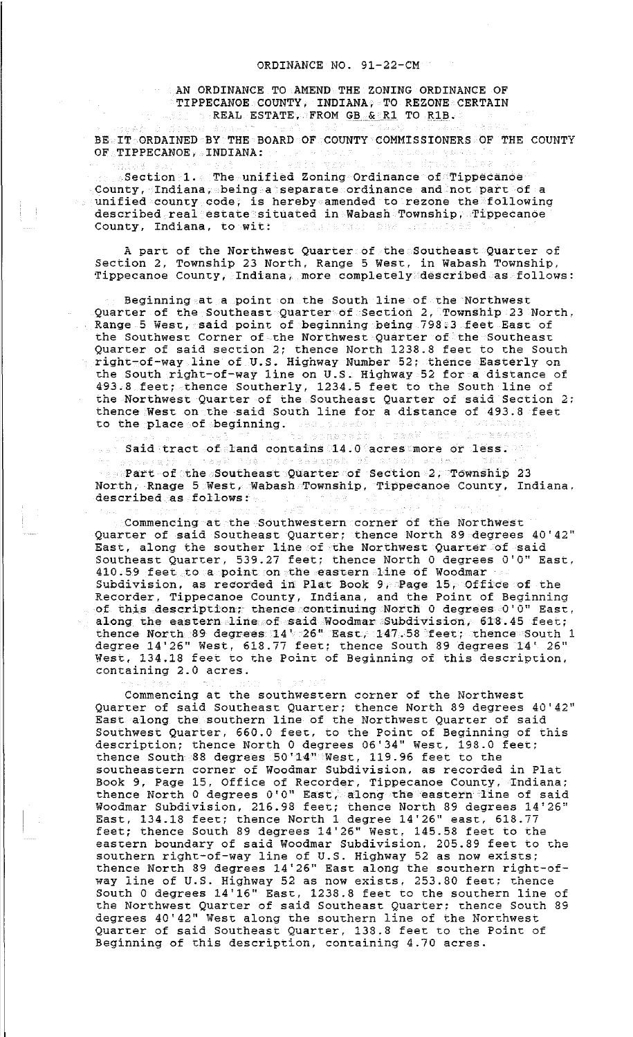# ORDINANCE NO. 91-22-CM

## AN ORDINANCE TO AMEND THE ZONING ORDINANCE OF TIPPECANOE COUNTY, INDIANA, TO REZONE CERTAIN REAL ESTATE, FROM GB & R1 TO R1B.

BE IT ORDAINED BY THE BOARD OF COUNTY COMMISSIONERS OF THE COUNTY OF TIPPECANOE, INDIANA:

Section 1. The unified Zoning Ordinance of Tippecanoe County, Indiana, being a separate ordinance and not part of a unified county code, is hereby amended to rezone the following described real estate situated in Wabash Township, Tippecanoe County, Indiana, to wit:

A part of the Northwest Quarter of the Southeast Quarter of Section 2, Township 23 North, Range 5 West, in Wabash Township, Tippecanoe County, Indiana, more completely described as follows:

Beginning at a point on the South line of the Northwest Quarter of the Southeast Quarter of Section 2, Township 23 North, Range 5 West, said point of beginning being 798.3 feet East of the Southwest Corner of the Northwest Quarter of the Southeast Quarter of said section 2; thence North 1238.8 feet to the South right-of-way line of U.S. Highway Number 52; thence Easterly on the South right-of-way line on U.S. Highway 52 for a distance of 493.8 feet; thence Southerly, 1234.5 feet to the South line of the Northwest Quarter of the Southeast Quarter of said Section 2; thence West on the said South line for a distance of 493.8 feet to the place of beginning.

Said tract of land contains 14.0 acres more or less.

Part of the Southeast Quarter of Section 2, Township 23 North, Rnage 5 West, Wabash Township, Tippecanoe County, Indiana, described as follows:

Commencing at the Southwestern corner of the Northwest Quarter of said Southeast Quarter; thence North 89 degrees 40'42" East, along the souther line of the Northwest Quarter of said Southeast Quarter, 539.27 feet; thence North 0 degrees 0'0" East, 410.59 feet to a point on the eastern line of Woodmar Subdivision, as recorded in Plat Book 9, Page 15, Office of the Recorder, Tippecanoe County, Indiana, and the Point of Beginning of this description; thence continuing North 0 degrees 0'0" East, along the eastern line of said Woodmar Subdivision, 618.45 feet; thence North 89 degrees 14'26" East, 147.58 feet; thence South 1 degree 14'26" West, 618.77 feet; thence South 89 degrees 14' 26" West, 134.18 feet to the Point of Beginning of this description, containing 2.0 acres.

Commencing at the southwestern corner of the Northwest Quarter of said Southeast Quarter; thence North 89 degrees 40'42" East along the southern line of the Northwest Quarter of said Southwest Quarter, 660.0 feet, to the Point of Beginning of this description; thence North 0 degrees 06'34" West, 198.0 feet; thence South 88 degrees 50'14" West, 119.96 feet to the southeastern corner of Woodmar Subdivision, as recorded in Plat Book 9, Page 15, Office of Recorder, Tippecanoe County, Indiana; thence North 0 degrees 0'0" East, along the eastern line of said Woodmar Subdivision, 216.98 feet; thence North 89 degrees 14'26" East, 134.18 feet; thence North 1 degree 14'26" east, 618.77 feet; thence South 89 degrees 14'26" West, 145.58 feet to the eastern boundary of said Woodmar Subdivision, 205.89 feet to the southern right-of-way line of U.S. Highway 52 as now exists; thence North 89 degrees 14'26" East along the southern right-of-way line of U.S. Highway 52 as now exists, 253.80 feet; thence South 0 degrees 14'16" East, 1238.8 feet to the southern line of the Northwest Quarter of said Southeast Quarter; thence South 89 degrees 40'42" West along the southern line of the Northwest Quarter of said Southeast Quarter, 138.8 feet to the Point of Beginning of this description, containing 4.70 acres.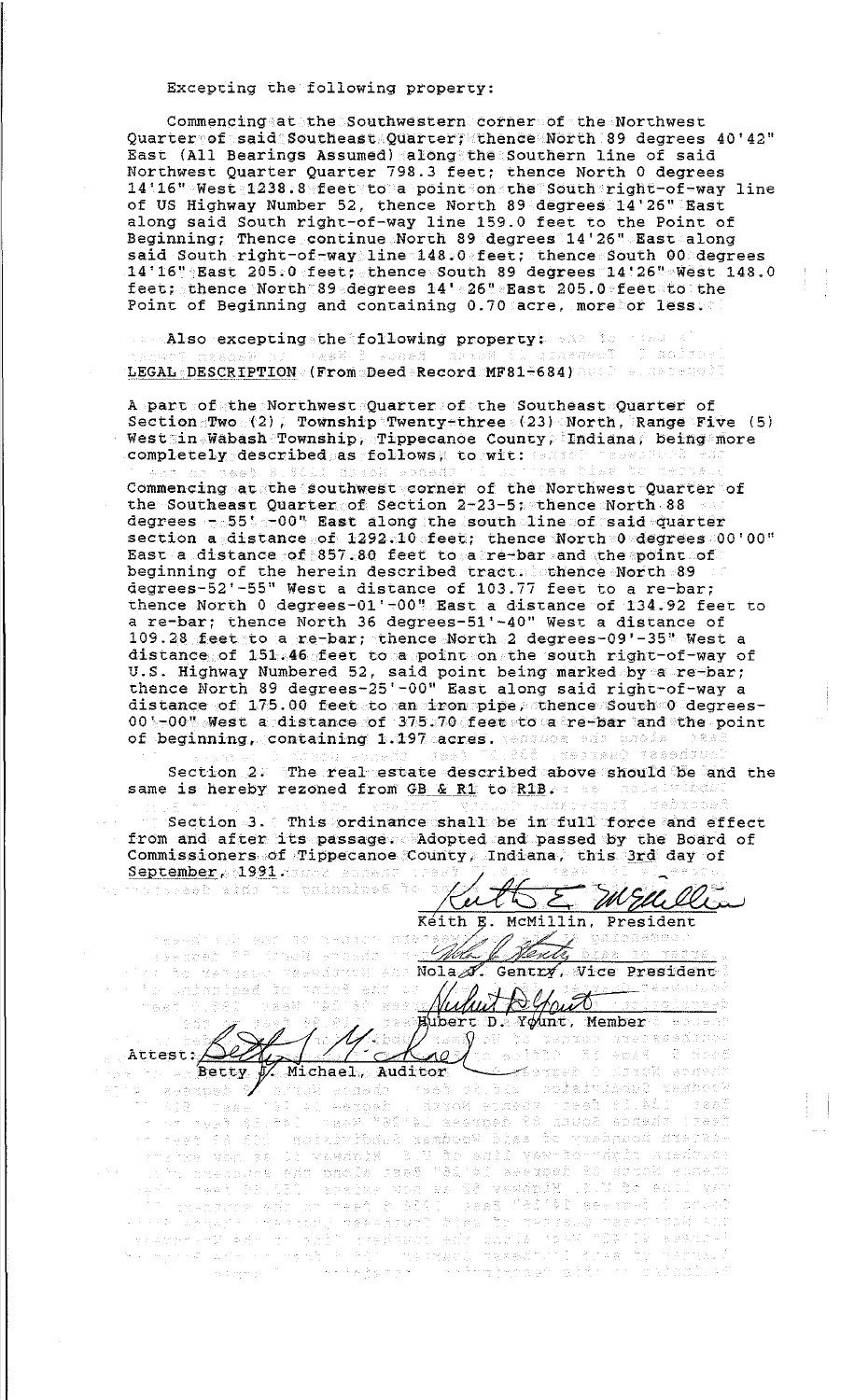Excepting the following property:

Commencing at the Southwestern corner of the Northwest Quarter of said Southeast Quarter; thence North 89 degrees 40'42" East (All Bearings Assumed) along the Southern line of said Northwest Quarter Quarter 798.3 feet; thence North 0 degrees 14'16" West 1238.8 feet to a point on the South right-of-way line of US Highway Number 52, thence North 89 degrees 14'26" East along said South right-of-way line 159.0 feet to the Point of Beginning; Thence continue North 89 degrees 14'26" East along said South right-of-way line 148.0 feet; thence South 00 degrees 14'16" East 205.0 feet; thence South 89 degrees 14'26" West 148.0 feet; thence North 89 degrees 14' 26" East 205.0 feet to the Point of Beginning and containing 0.70 acre, more or less.

**Also excepting the following property:**

**LEGAL DESCRIPTION (From Deed Record MF81-684)**

A part of the Northwest Quarter of the Southeast Quarter of Section Two (2), Township Twenty-three (23) North, Range Five (5) West in Wabash Township, Tippecanoe County, Indiana, being more completely described as follows, to wit:

Commencing at the southwest corner of the Northwest Quarter of the Southeast Quarter of Section 2-23-5; thence North 88 degrees - 55' -00" East along the south line of said quarter section a distance of 1292.10 feet; thence North 0 degrees 00'00" East a distance of 857.80 feet to a re-bar and the point of beginning of the herein described tract. thence North 89 degrees-52'-55" West a distance of 103.77 feet to a re-bar; thence North 0 degrees-01'-00" East a distance of 134.92 feet to a re-bar; thence North 36 degrees-51'-40" West a distance of 109.28 feet to a re-bar; thence North 2 degrees-09'-35" West a distance of 151.46 feet to a point on the south right-of-way of U.S. Highway Numbered 52, said point being marked by a re-bar; thence North 89 degrees-25'-00" East along said right-of-way a distance of 175.00 feet to an iron pipe, thence South 0 degrees-00'-00" West a distance of 375.70 feet to a re-bar and the point of beginning, containing 1.197 acres.

Section 2. The real estate described above should be and the same is hereby rezoned from GB & R1 to R1B.

Section 3. This ordinance shall be in full force and effect from and after its passage. Adopted and passed by the Board of Commissioners of Tippecanoe County, Indiana, this 3rd day of September, 1991.

Keith E. McMillin, President

Nola J. Gentry, Vice President

Hubert D. Yount, Member

Attest: Betty J. Michael, Auditor